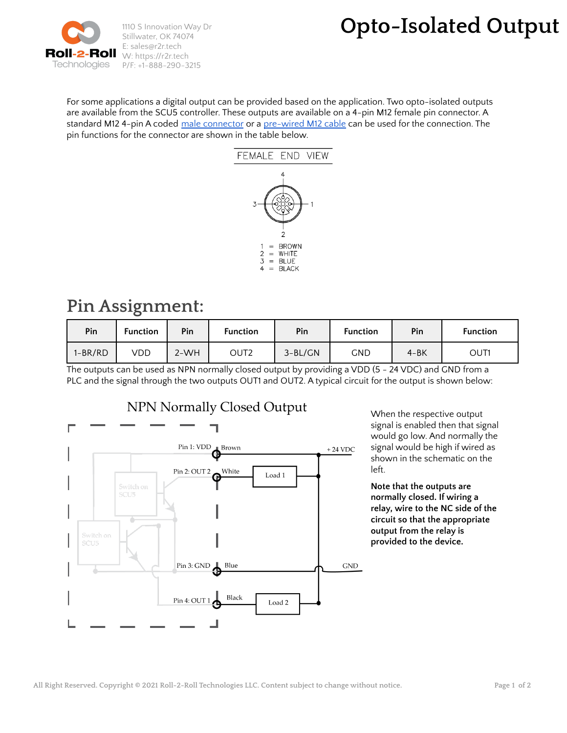# Opto-Isolated Output

For some applications a digital output can be provided based on the application. Two opto-isolated outputs are available from the SCU5 controller. These outputs are available on a 4-pin M12 female pin connector. A standard M12 4-pin A coded male connector or a pre-wired M12 cable can be used for the connection. The pin functions for the connector are shown in the table below.

FEMALE END VIEW

1 = BROWN
2 = WHITE
3 = BLUE
4 = BLACK

## Pin Assignment:

| Pin | Function | Pin | Function | Pin | Function | Pin | Function |
|---|---|---|---|---|---|---|---|
| 1-BR/RD | VDD | 2-WH | OUT2 | 3-BL/GN | GND | 4-BK | OUT1 |

The outputs can be used as NPN normally closed output by providing a VDD (5 - 24 VDC) and GND from a PLC and the signal through the two outputs OUT1 and OUT2. A typical circuit for the output is shown below:

### NPN Normally Closed Output

When the respective output signal is enabled then that signal would go low. And normally the signal would be high if wired as shown in the schematic on the left.

**Note that the outputs are normally closed. If wiring a relay, wire to the NC side of the circuit so that the appropriate output from the relay is provided to the device.**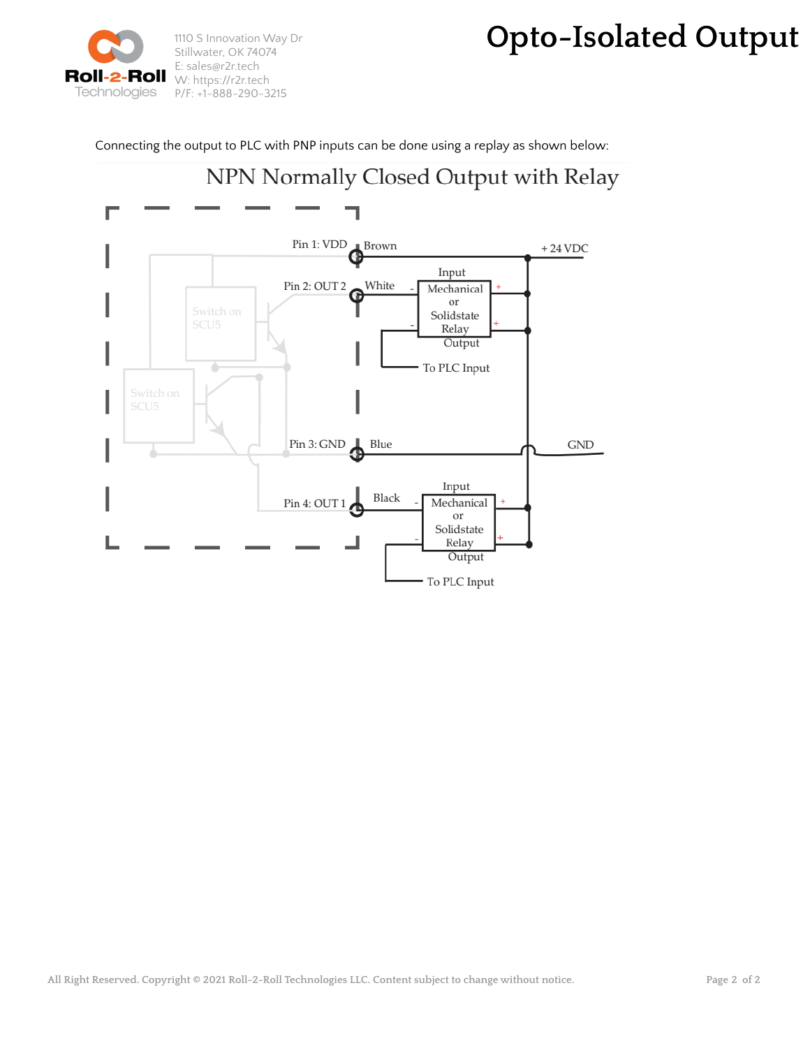# Opto-Isolated Output

Connecting the output to PLC with PNP inputs can be done using a replay as shown below:

## NPN Normally Closed Output with Relay

Pin 1: VDD
Brown
+ 24 VDC
Pin 2: OUT 2
White
Input
Mechanical or Solidstate Relay
Output
To PLC Input
Switch on SCU5
Switch on SCU5
Pin 3: GND
Blue
GND
Pin 4: OUT 1
Black
Input
Mechanical or Solidstate Relay
Output
To PLC Input

All Right Reserved. Copyright © 2021 Roll-2-Roll Technologies LLC. Content subject to change without notice.